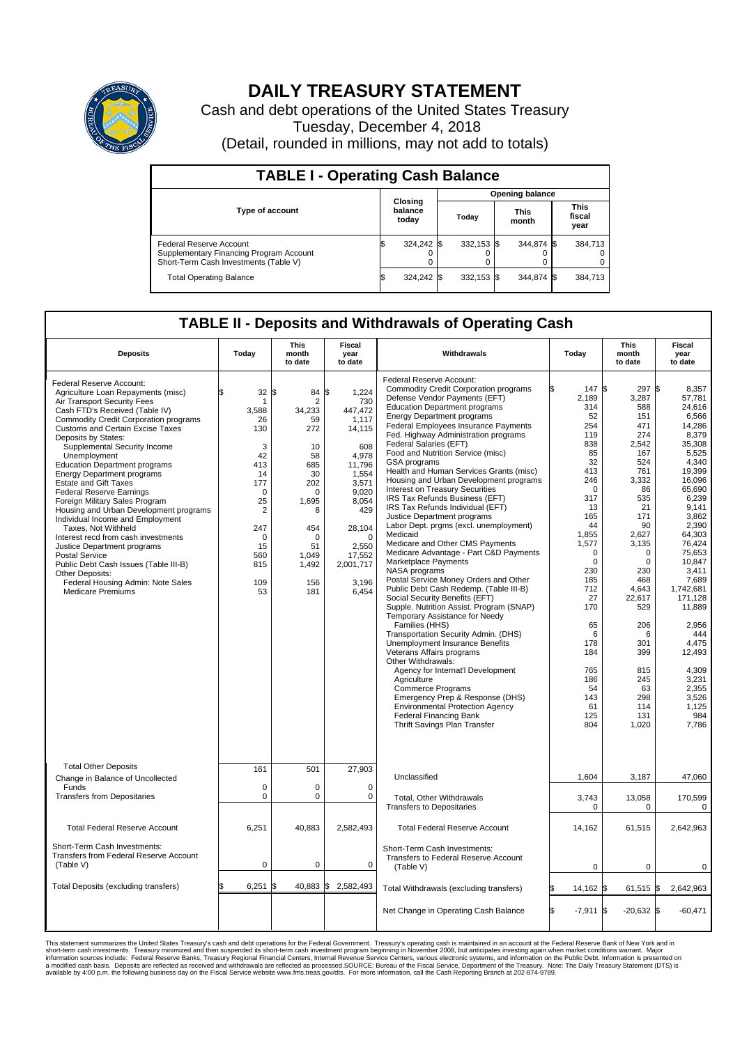# DAILY TREASURY STATEMENT

Cash and debt operations of the United States Treasury

Tuesday, December 4, 2018

(Detail, rounded in millions, may not add to totals)

## TABLE I - Operating Cash Balance

| Type of account | Closing balance today | Opening balance Today | Opening balance This month | Opening balance This fiscal year |
|---|---|---|---|---|
| Federal Reserve Account | $ 324,242 | $ 332,153 | $ 344,874 | $ 384,713 |
| Supplementary Financing Program Account | 0 | 0 | 0 | 0 |
| Short-Term Cash Investments (Table V) | 0 | 0 | 0 | 0 |
| Total Operating Balance | $ 324,242 | $ 332,153 | $ 344,874 | $ 384,713 |

## TABLE II - Deposits and Withdrawals of Operating Cash

| Deposits | Today | This month to date | Fiscal year to date |
|---|---|---|---|
| Federal Reserve Account: | | | |
| Agriculture Loan Repayments (misc) | $ 32 | $ 84 | $ 1,224 |
| Air Transport Security Fees | 1 | 2 | 730 |
| Cash FTD's Received (Table IV) | 3,588 | 34,233 | 447,472 |
| Commodity Credit Corporation programs | 26 | 59 | 1,117 |
| Customs and Certain Excise Taxes | 130 | 272 | 14,115 |
| Deposits by States: | | | |
| Supplemental Security Income | 3 | 10 | 608 |
| Unemployment | 42 | 58 | 4,978 |
| Education Department programs | 413 | 685 | 11,796 |
| Energy Department programs | 14 | 30 | 1,554 |
| Estate and Gift Taxes | 177 | 202 | 3,571 |
| Federal Reserve Earnings | 0 | 0 | 9,020 |
| Foreign Military Sales Program | 25 | 1,695 | 8,054 |
| Housing and Urban Development programs | 2 | 8 | 429 |
| Individual Income and Employment Taxes, Not Withheld | 247 | 454 | 28,104 |
| Interest recd from cash investments | 0 | 0 | 0 |
| Justice Department programs | 15 | 51 | 2,550 |
| Postal Service | 560 | 1,049 | 17,552 |
| Public Debt Cash Issues (Table III-B) | 815 | 1,492 | 2,001,717 |
| Other Deposits: | | | |
| Federal Housing Admin: Note Sales | 109 | 156 | 3,196 |
| Medicare Premiums | 53 | 181 | 6,454 |
| Total Other Deposits | 161 | 501 | 27,903 |
| Change in Balance of Uncollected Funds | 0 | 0 | 0 |
| Transfers from Depositaries | 0 | 0 | 0 |
| Total Federal Reserve Account | 6,251 | 40,883 | 2,582,493 |
| Short-Term Cash Investments: Transfers from Federal Reserve Account (Table V) | 0 | 0 | 0 |
| Total Deposits (excluding transfers) | $ 6,251 | $ 40,883 | $ 2,582,493 |

| Withdrawals | Today | This month to date | Fiscal year to date |
|---|---|---|---|
| Federal Reserve Account: | | | |
| Commodity Credit Corporation programs | $ 147 | $ 297 | $ 8,357 |
| Defense Vendor Payments (EFT) | 2,189 | 3,287 | 57,781 |
| Education Department programs | 314 | 588 | 24,616 |
| Energy Department programs | 52 | 151 | 6,566 |
| Federal Employees Insurance Payments | 254 | 471 | 14,286 |
| Fed. Highway Administration programs | 119 | 274 | 8,379 |
| Federal Salaries (EFT) | 838 | 2,542 | 35,308 |
| Food and Nutrition Service (misc) | 85 | 167 | 5,525 |
| GSA programs | 32 | 524 | 4,340 |
| Health and Human Services Grants (misc) | 413 | 761 | 19,399 |
| Housing and Urban Development programs | 246 | 3,332 | 16,096 |
| Interest on Treasury Securities | 0 | 86 | 65,690 |
| IRS Tax Refunds Business (EFT) | 317 | 535 | 6,239 |
| IRS Tax Refunds Individual (EFT) | 13 | 21 | 9,141 |
| Justice Department programs | 165 | 171 | 3,862 |
| Labor Dept. prgms (excl. unemployment) | 44 | 90 | 2,390 |
| Medicaid | 1,855 | 2,627 | 64,303 |
| Medicare and Other CMS Payments | 1,577 | 3,135 | 76,424 |
| Medicare Advantage - Part C&D Payments | 0 | 0 | 75,653 |
| Marketplace Payments | 0 | 0 | 10,847 |
| NASA programs | 230 | 230 | 3,411 |
| Postal Service Money Orders and Other | 185 | 468 | 7,689 |
| Public Debt Cash Redemp. (Table III-B) | 712 | 4,643 | 1,742,681 |
| Social Security Benefits (EFT) | 27 | 22,617 | 171,128 |
| Supple. Nutrition Assist. Program (SNAP) | 170 | 529 | 11,889 |
| Temporary Assistance for Needy Families (HHS) | 65 | 206 | 2,956 |
| Transportation Security Admin. (DHS) | 6 | 6 | 444 |
| Unemployment Insurance Benefits | 178 | 301 | 4,475 |
| Veterans Affairs programs | 184 | 399 | 12,493 |
| Other Withdrawals: | | | |
| Agency for Internat'l Development | 765 | 815 | 4,309 |
| Agriculture | 186 | 245 | 3,231 |
| Commerce Programs | 54 | 63 | 2,355 |
| Emergency Prep & Response (DHS) | 143 | 298 | 3,526 |
| Environmental Protection Agency | 61 | 114 | 1,125 |
| Federal Financing Bank | 125 | 131 | 984 |
| Thrift Savings Plan Transfer | 804 | 1,020 | 7,786 |
| Unclassified | 1,604 | 3,187 | 47,060 |
| Total, Other Withdrawals | 3,743 | 13,058 | 170,599 |
| Transfers to Depositaries | 0 | 0 | 0 |
| Total Federal Reserve Account | 14,162 | 61,515 | 2,642,963 |
| Short-Term Cash Investments: Transfers to Federal Reserve Account (Table V) | 0 | 0 | 0 |
| Total Withdrawals (excluding transfers) | $ 14,162 | $ 61,515 | $ 2,642,963 |
| Net Change in Operating Cash Balance | $ -7,911 | $ -20,632 | $ -60,471 |

This statement summarizes the United States Treasury's cash and debt operations for the Federal Government. Treasury's operating cash is maintained in an account at the Federal Reserve Bank of New York and in short-term cash investments. Treasury minimized and then suspended its short-term cash investment program beginning in November 2008, but anticipates investing again when market conditions warrant. Major information sources include: Federal Reserve Banks, Treasury Regional Financial Centers, Internal Revenue Service Centers, various electronic systems, and information on the Public Debt. Information is presented on a modified cash basis. Deposits are reflected as received and withdrawals are reflected as processed.SOURCE: Bureau of the Fiscal Service, Department of the Treasury. Note: The Daily Treasury Statement (DTS) is available by 4:00 p.m. the following business day on the Fiscal Service website www.fms.treas.gov/dts. For more information, call the Cash Reporting Branch at 202-874-9789.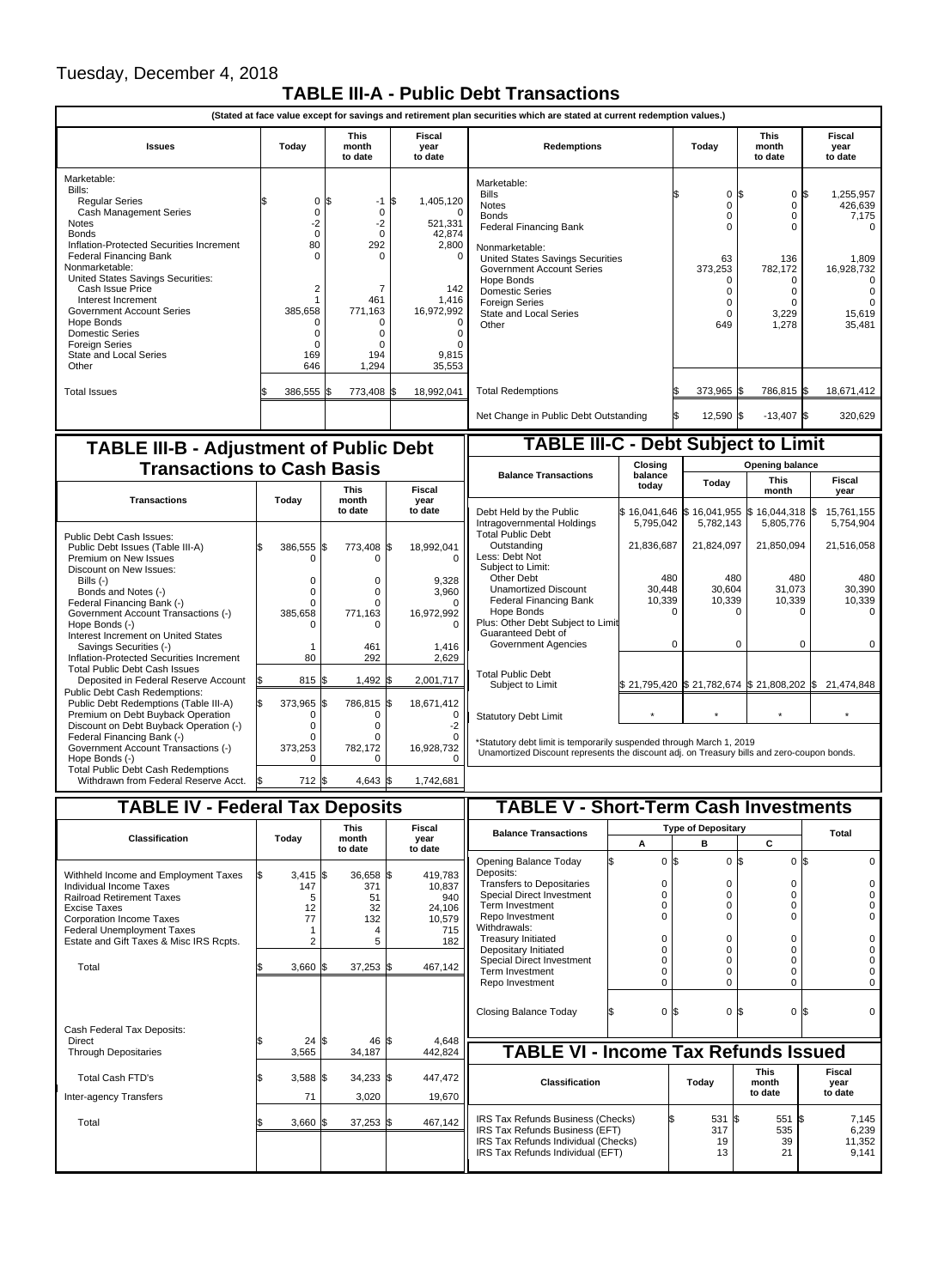Tuesday, December 4, 2018

# TABLE III-A - Public Debt Transactions

(Stated at face value except for savings and retirement plan securities which are stated at current redemption values.)

| Issues | Today | This month to date | Fiscal year to date |
|---|---|---|---|
| Marketable: | | | |
| Bills: | | | |
| Regular Series | $ 0 | $ -1 | $ 1,405,120 |
| Cash Management Series | 0 | 0 | 0 |
| Notes | -2 | -2 | 521,331 |
| Bonds | 0 | 0 | 42,874 |
| Inflation-Protected Securities Increment | 80 | 292 | 2,800 |
| Federal Financing Bank | 0 | 0 | 0 |
| Nonmarketable: | | | |
| United States Savings Securities: | | | |
| Cash Issue Price | 2 | 7 | 142 |
| Interest Increment | 1 | 461 | 1,416 |
| Government Account Series | 385,658 | 771,163 | 16,972,992 |
| Hope Bonds | 0 | 0 | 0 |
| Domestic Series | 0 | 0 | 0 |
| Foreign Series | 0 | 0 | 0 |
| State and Local Series | 169 | 194 | 9,815 |
| Other | 646 | 1,294 | 35,553 |
| Total Issues | $ 386,555 | $ 773,408 | $ 18,992,041 |

| Redemptions | Today | This month to date | Fiscal year to date |
|---|---|---|---|
| Marketable: | | | |
| Bills | $ 0 | $ 0 | $ 1,255,957 |
| Notes | 0 | 0 | 426,639 |
| Bonds | 0 | 0 | 7,175 |
| Federal Financing Bank | 0 | 0 | 0 |
| Nonmarketable: | | | |
| United States Savings Securities | 63 | 136 | 1,809 |
| Government Account Series | 373,253 | 782,172 | 16,928,732 |
| Hope Bonds | 0 | 0 | 0 |
| Domestic Series | 0 | 0 | 0 |
| Foreign Series | 0 | 0 | 0 |
| State and Local Series | 0 | 3,229 | 15,619 |
| Other | 649 | 1,278 | 35,481 |
| Total Redemptions | $ 373,965 | $ 786,815 | $ 18,671,412 |
| Net Change in Public Debt Outstanding | $ 12,590 | $ -13,407 | $ 320,629 |

# TABLE III-B - Adjustment of Public Debt Transactions to Cash Basis

| Transactions | Today | This month to date | Fiscal year to date |
|---|---|---|---|
| Public Debt Cash Issues: | | | |
| Public Debt Issues (Table III-A) | $ 386,555 | $ 773,408 | $ 18,992,041 |
| Premium on New Issues | 0 | 0 | 0 |
| Discount on New Issues: | | | |
| Bills (-) | 0 | 0 | 9,328 |
| Bonds and Notes (-) | 0 | 0 | 3,960 |
| Federal Financing Bank (-) | 0 | 0 | 0 |
| Government Account Transactions (-) | 385,658 | 771,163 | 16,972,992 |
| Hope Bonds (-) | 0 | 0 | 0 |
| Interest Increment on United States Savings Securities (-) | 1 | 461 | 1,416 |
| Inflation-Protected Securities Increment | 80 | 292 | 2,629 |
| Total Public Debt Cash Issues Deposited in Federal Reserve Account | $ 815 | $ 1,492 | $ 2,001,717 |
| Public Debt Cash Redemptions: | | | |
| Public Debt Redemptions (Table III-A) | $ 373,965 | $ 786,815 | $ 18,671,412 |
| Premium on Debt Buyback Operation | 0 | 0 | 0 |
| Discount on Debt Buyback Operation (-) | 0 | 0 | -2 |
| Federal Financing Bank (-) | 0 | 0 | 0 |
| Government Account Transactions (-) | 373,253 | 782,172 | 16,928,732 |
| Hope Bonds (-) | 0 | 0 | 0 |
| Total Public Debt Cash Redemptions Withdrawn from Federal Reserve Acct. | $ 712 | $ 4,643 | $ 1,742,681 |

# TABLE III-C - Debt Subject to Limit

| Balance Transactions | Closing balance today | Opening balance Today | Opening balance This month | Opening balance Fiscal year |
|---|---|---|---|---|
| Debt Held by the Public | $ 16,041,646 | $ 16,041,955 | $ 16,044,318 | $ 15,761,155 |
| Intragovernmental Holdings | 5,795,042 | 5,782,143 | 5,805,776 | 5,754,904 |
| Total Public Debt Outstanding | 21,836,687 | 21,824,097 | 21,850,094 | 21,516,058 |
| Less: Debt Not Subject to Limit: | | | | |
| Other Debt | 480 | 480 | 480 | 480 |
| Unamortized Discount | 30,448 | 30,604 | 31,073 | 30,390 |
| Federal Financing Bank | 10,339 | 10,339 | 10,339 | 10,339 |
| Hope Bonds | 0 | 0 | 0 | 0 |
| Plus: Other Debt Subject to Limit | | | | |
| Guaranteed Debt of Government Agencies | 0 | 0 | 0 | 0 |
| Total Public Debt Subject to Limit | $ 21,795,420 | $ 21,782,674 | $ 21,808,202 | $ 21,474,848 |
| Statutory Debt Limit | * | * | * | * |

*Statutory debt limit is temporarily suspended through March 1, 2019
Unamortized Discount represents the discount adj. on Treasury bills and zero-coupon bonds.

# TABLE IV - Federal Tax Deposits

| Classification | Today | This month to date | Fiscal year to date |
|---|---|---|---|
| Withheld Income and Employment Taxes | $ 3,415 | $ 36,658 | $ 419,783 |
| Individual Income Taxes | 147 | 371 | 10,837 |
| Railroad Retirement Taxes | 5 | 51 | 940 |
| Excise Taxes | 12 | 32 | 24,106 |
| Corporation Income Taxes | 77 | 132 | 10,579 |
| Federal Unemployment Taxes | 1 | 4 | 715 |
| Estate and Gift Taxes & Misc IRS Rcpts. | 2 | 5 | 182 |
| Total | $ 3,660 | $ 37,253 | $ 467,142 |
| Cash Federal Tax Deposits: | | | |
| Direct | $ 24 | $ 46 | $ 4,648 |
| Through Depositaries | 3,565 | 34,187 | 442,824 |
| Total Cash FTD's | $ 3,588 | $ 34,233 | $ 447,472 |
| Inter-agency Transfers | 71 | 3,020 | 19,670 |
| Total | $ 3,660 | $ 37,253 | $ 467,142 |

# TABLE V - Short-Term Cash Investments

| Balance Transactions | Type of Depositary A | Type of Depositary B | Type of Depositary C | Total |
|---|---|---|---|---|
| Opening Balance Today | $ 0 | $ 0 | $ 0 | $ 0 |
| Deposits: | | | | |
| Transfers to Depositaries | 0 | 0 | 0 | 0 |
| Special Direct Investment | 0 | 0 | 0 | 0 |
| Term Investment | 0 | 0 | 0 | 0 |
| Repo Investment | 0 | 0 | 0 | 0 |
| Withdrawals: | | | | |
| Treasury Initiated | 0 | 0 | 0 | 0 |
| Depositary Initiated | 0 | 0 | 0 | 0 |
| Special Direct Investment | 0 | 0 | 0 | 0 |
| Term Investment | 0 | 0 | 0 | 0 |
| Repo Investment | 0 | 0 | 0 | 0 |
| Closing Balance Today | $ 0 | $ 0 | $ 0 | $ 0 |

# TABLE VI - Income Tax Refunds Issued

| Classification | Today | This month to date | Fiscal year to date |
|---|---|---|---|
| IRS Tax Refunds Business (Checks) | $ 531 | $ 551 | $ 7,145 |
| IRS Tax Refunds Business (EFT) | 317 | 535 | 6,239 |
| IRS Tax Refunds Individual (Checks) | 19 | 39 | 11,352 |
| IRS Tax Refunds Individual (EFT) | 13 | 21 | 9,141 |